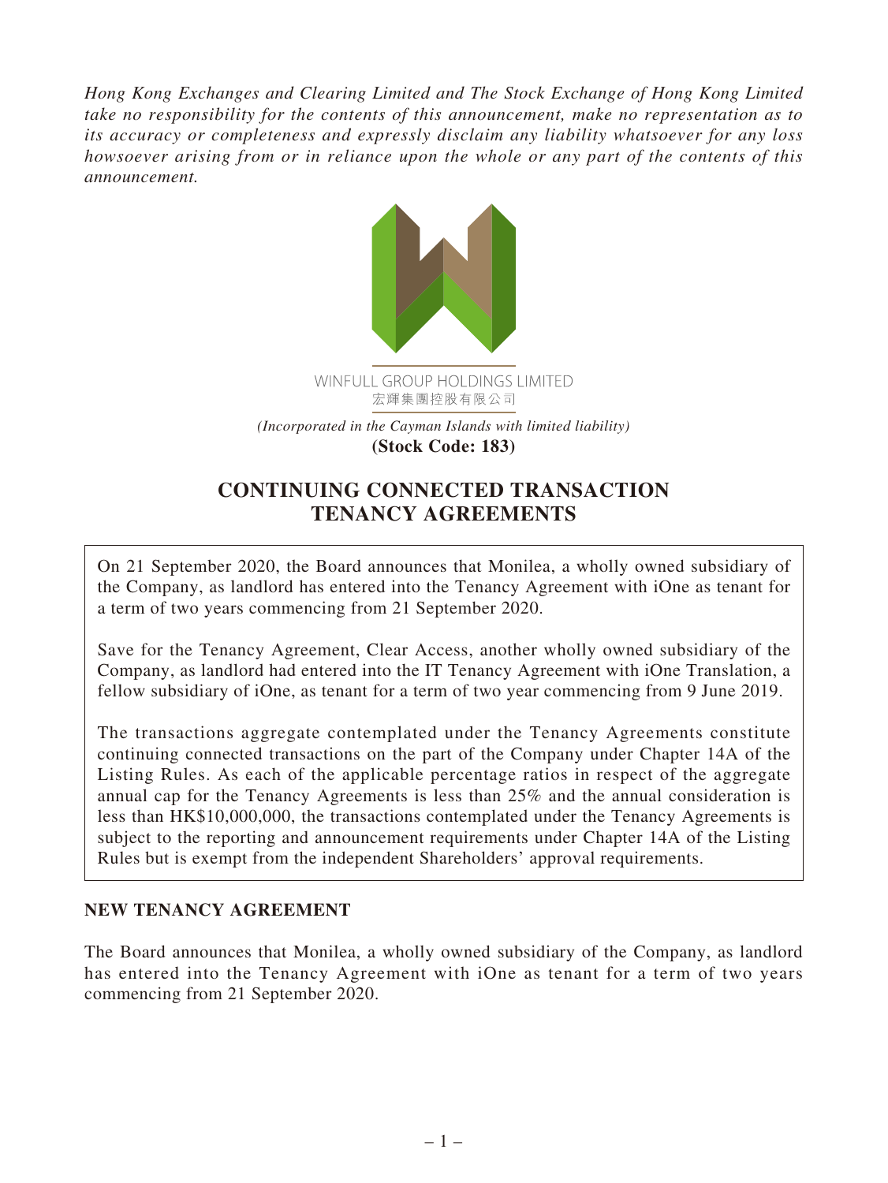*Hong Kong Exchanges and Clearing Limited and The Stock Exchange of Hong Kong Limited take no responsibility for the contents of this announcement, make no representation as to its accuracy or completeness and expressly disclaim any liability whatsoever for any loss howsoever arising from or in reliance upon the whole or any part of the contents of this announcement.*

WINFULL GROUP HOLDINGS LIMITED
宏輝集團控股有限公司

*(Incorporated in the Cayman Islands with limited liability)*
**(Stock Code: 183)**

# CONTINUING CONNECTED TRANSACTION TENANCY AGREEMENTS

On 21 September 2020, the Board announces that Monilea, a wholly owned subsidiary of the Company, as landlord has entered into the Tenancy Agreement with iOne as tenant for a term of two years commencing from 21 September 2020.

Save for the Tenancy Agreement, Clear Access, another wholly owned subsidiary of the Company, as landlord had entered into the IT Tenancy Agreement with iOne Translation, a fellow subsidiary of iOne, as tenant for a term of two year commencing from 9 June 2019.

The transactions aggregate contemplated under the Tenancy Agreements constitute continuing connected transactions on the part of the Company under Chapter 14A of the Listing Rules. As each of the applicable percentage ratios in respect of the aggregate annual cap for the Tenancy Agreements is less than 25% and the annual consideration is less than HK$10,000,000, the transactions contemplated under the Tenancy Agreements is subject to the reporting and announcement requirements under Chapter 14A of the Listing Rules but is exempt from the independent Shareholders' approval requirements.

## NEW TENANCY AGREEMENT

The Board announces that Monilea, a wholly owned subsidiary of the Company, as landlord has entered into the Tenancy Agreement with iOne as tenant for a term of two years commencing from 21 September 2020.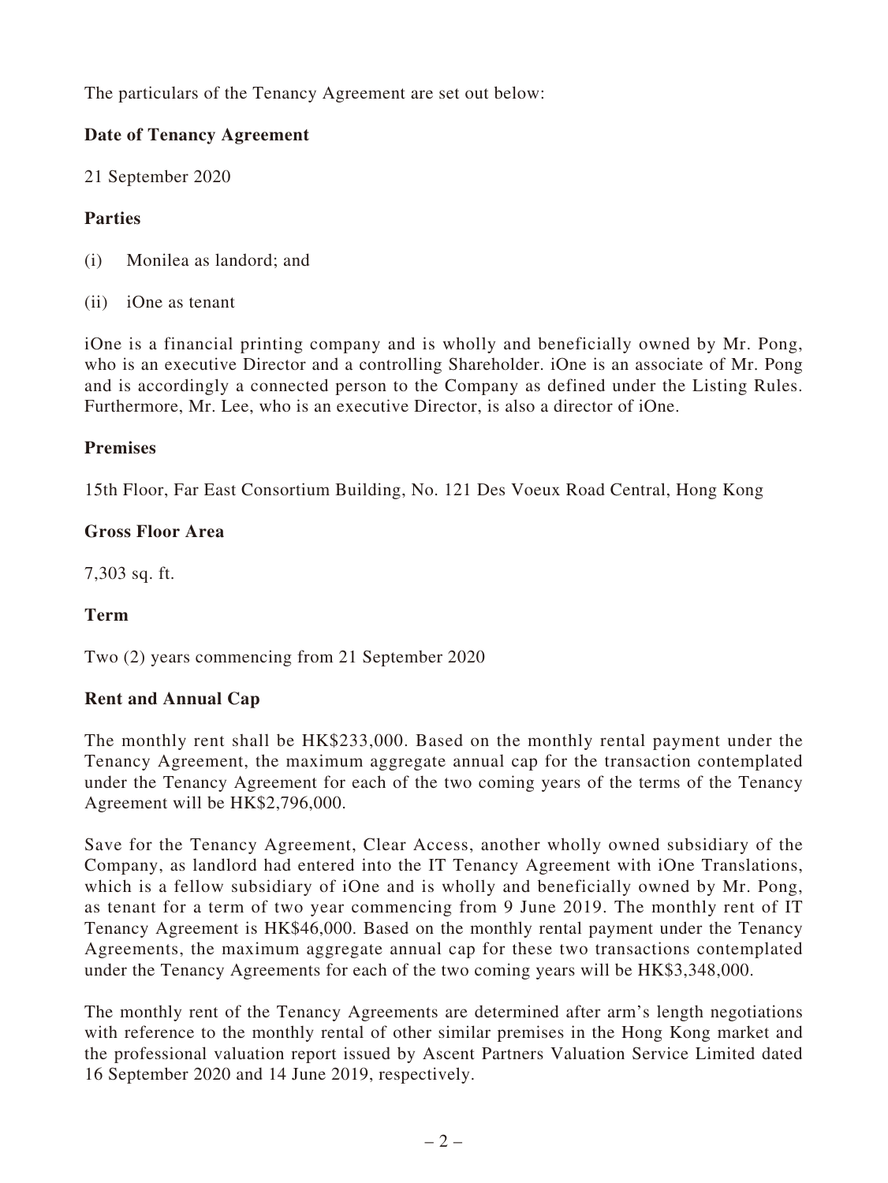The particulars of the Tenancy Agreement are set out below:

**Date of Tenancy Agreement**

21 September 2020

**Parties**

(i) Monilea as landord; and

(ii) iOne as tenant

iOne is a financial printing company and is wholly and beneficially owned by Mr. Pong, who is an executive Director and a controlling Shareholder. iOne is an associate of Mr. Pong and is accordingly a connected person to the Company as defined under the Listing Rules. Furthermore, Mr. Lee, who is an executive Director, is also a director of iOne.

**Premises**

15th Floor, Far East Consortium Building, No. 121 Des Voeux Road Central, Hong Kong

**Gross Floor Area**

7,303 sq. ft.

**Term**

Two (2) years commencing from 21 September 2020

**Rent and Annual Cap**

The monthly rent shall be HK$233,000. Based on the monthly rental payment under the Tenancy Agreement, the maximum aggregate annual cap for the transaction contemplated under the Tenancy Agreement for each of the two coming years of the terms of the Tenancy Agreement will be HK$2,796,000.

Save for the Tenancy Agreement, Clear Access, another wholly owned subsidiary of the Company, as landlord had entered into the IT Tenancy Agreement with iOne Translations, which is a fellow subsidiary of iOne and is wholly and beneficially owned by Mr. Pong, as tenant for a term of two year commencing from 9 June 2019. The monthly rent of IT Tenancy Agreement is HK$46,000. Based on the monthly rental payment under the Tenancy Agreements, the maximum aggregate annual cap for these two transactions contemplated under the Tenancy Agreements for each of the two coming years will be HK$3,348,000.

The monthly rent of the Tenancy Agreements are determined after arm's length negotiations with reference to the monthly rental of other similar premises in the Hong Kong market and the professional valuation report issued by Ascent Partners Valuation Service Limited dated 16 September 2020 and 14 June 2019, respectively.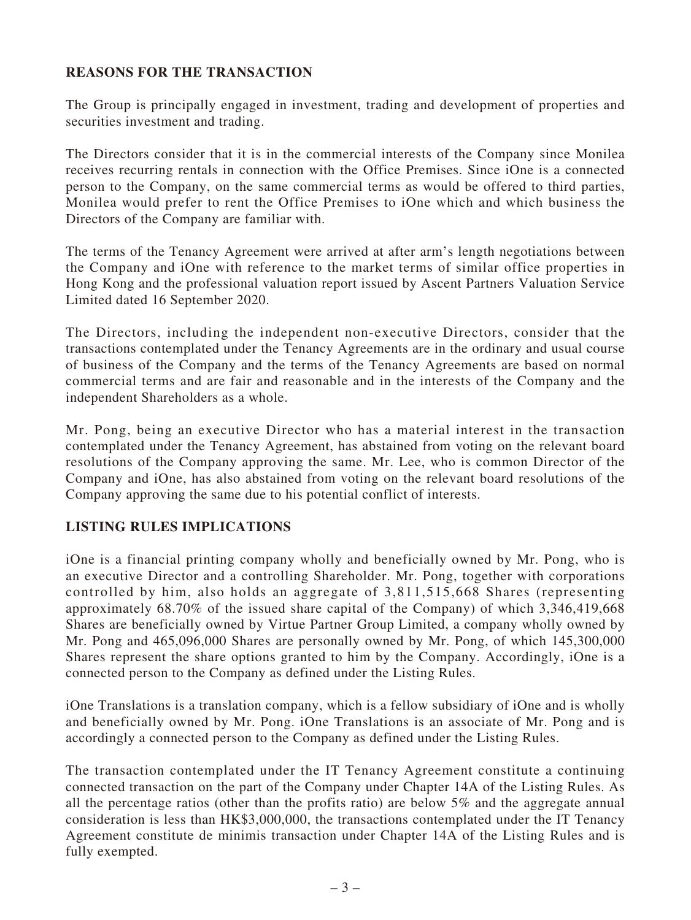## REASONS FOR THE TRANSACTION

The Group is principally engaged in investment, trading and development of properties and securities investment and trading.

The Directors consider that it is in the commercial interests of the Company since Monilea receives recurring rentals in connection with the Office Premises. Since iOne is a connected person to the Company, on the same commercial terms as would be offered to third parties, Monilea would prefer to rent the Office Premises to iOne which and which business the Directors of the Company are familiar with.

The terms of the Tenancy Agreement were arrived at after arm's length negotiations between the Company and iOne with reference to the market terms of similar office properties in Hong Kong and the professional valuation report issued by Ascent Partners Valuation Service Limited dated 16 September 2020.

The Directors, including the independent non-executive Directors, consider that the transactions contemplated under the Tenancy Agreements are in the ordinary and usual course of business of the Company and the terms of the Tenancy Agreements are based on normal commercial terms and are fair and reasonable and in the interests of the Company and the independent Shareholders as a whole.

Mr. Pong, being an executive Director who has a material interest in the transaction contemplated under the Tenancy Agreement, has abstained from voting on the relevant board resolutions of the Company approving the same. Mr. Lee, who is common Director of the Company and iOne, has also abstained from voting on the relevant board resolutions of the Company approving the same due to his potential conflict of interests.

## LISTING RULES IMPLICATIONS

iOne is a financial printing company wholly and beneficially owned by Mr. Pong, who is an executive Director and a controlling Shareholder. Mr. Pong, together with corporations controlled by him, also holds an aggregate of 3,811,515,668 Shares (representing approximately 68.70% of the issued share capital of the Company) of which 3,346,419,668 Shares are beneficially owned by Virtue Partner Group Limited, a company wholly owned by Mr. Pong and 465,096,000 Shares are personally owned by Mr. Pong, of which 145,300,000 Shares represent the share options granted to him by the Company. Accordingly, iOne is a connected person to the Company as defined under the Listing Rules.

iOne Translations is a translation company, which is a fellow subsidiary of iOne and is wholly and beneficially owned by Mr. Pong. iOne Translations is an associate of Mr. Pong and is accordingly a connected person to the Company as defined under the Listing Rules.

The transaction contemplated under the IT Tenancy Agreement constitute a continuing connected transaction on the part of the Company under Chapter 14A of the Listing Rules. As all the percentage ratios (other than the profits ratio) are below 5% and the aggregate annual consideration is less than HK$3,000,000, the transactions contemplated under the IT Tenancy Agreement constitute de minimis transaction under Chapter 14A of the Listing Rules and is fully exempted.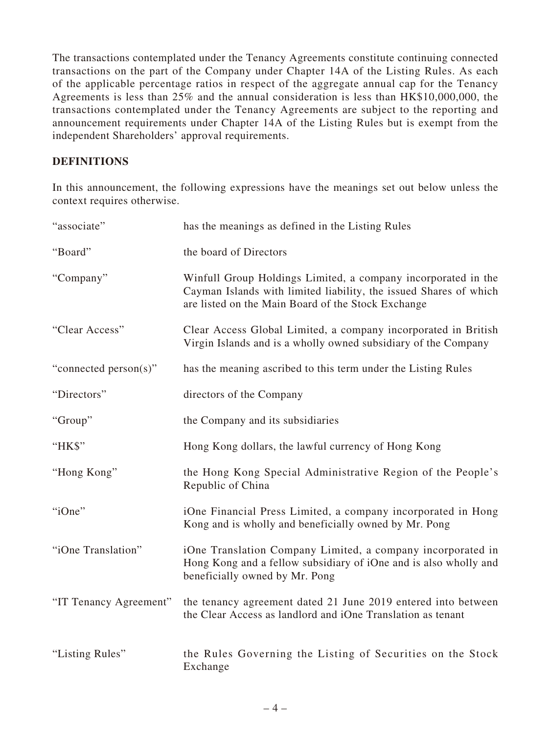The transactions contemplated under the Tenancy Agreements constitute continuing connected transactions on the part of the Company under Chapter 14A of the Listing Rules. As each of the applicable percentage ratios in respect of the aggregate annual cap for the Tenancy Agreements is less than 25% and the annual consideration is less than HK$10,000,000, the transactions contemplated under the Tenancy Agreements are subject to the reporting and announcement requirements under Chapter 14A of the Listing Rules but is exempt from the independent Shareholders' approval requirements.

## DEFINITIONS

In this announcement, the following expressions have the meanings set out below unless the context requires otherwise.

| | |
|---|---|
| "associate" | has the meanings as defined in the Listing Rules |
| "Board" | the board of Directors |
| "Company" | Winfull Group Holdings Limited, a company incorporated in the Cayman Islands with limited liability, the issued Shares of which are listed on the Main Board of the Stock Exchange |
| "Clear Access" | Clear Access Global Limited, a company incorporated in British Virgin Islands and is a wholly owned subsidiary of the Company |
| "connected person(s)" | has the meaning ascribed to this term under the Listing Rules |
| "Directors" | directors of the Company |
| "Group" | the Company and its subsidiaries |
| "HK$" | Hong Kong dollars, the lawful currency of Hong Kong |
| "Hong Kong" | the Hong Kong Special Administrative Region of the People's Republic of China |
| "iOne" | iOne Financial Press Limited, a company incorporated in Hong Kong and is wholly and beneficially owned by Mr. Pong |
| "iOne Translation" | iOne Translation Company Limited, a company incorporated in Hong Kong and a fellow subsidiary of iOne and is also wholly and beneficially owned by Mr. Pong |
| "IT Tenancy Agreement" | the tenancy agreement dated 21 June 2019 entered into between the Clear Access as landlord and iOne Translation as tenant |
| "Listing Rules" | the Rules Governing the Listing of Securities on the Stock Exchange |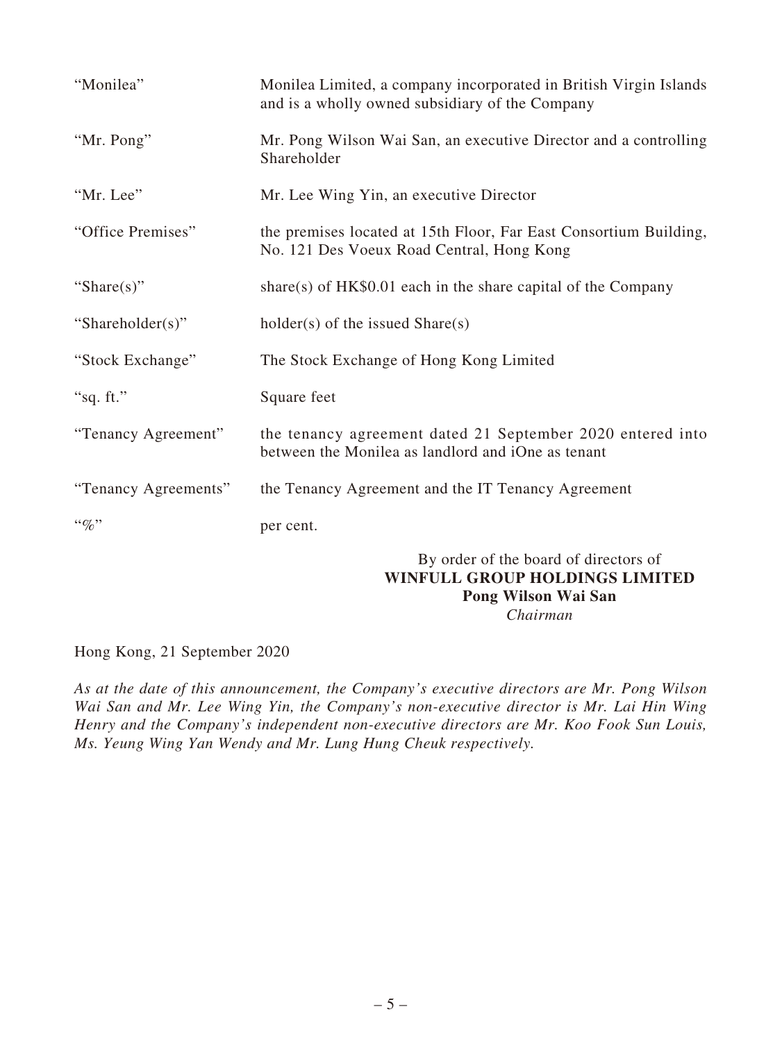| | |
|---|---|
| "Monilea" | Monilea Limited, a company incorporated in British Virgin Islands and is a wholly owned subsidiary of the Company |
| "Mr. Pong" | Mr. Pong Wilson Wai San, an executive Director and a controlling Shareholder |
| "Mr. Lee" | Mr. Lee Wing Yin, an executive Director |
| "Office Premises" | the premises located at 15th Floor, Far East Consortium Building, No. 121 Des Voeux Road Central, Hong Kong |
| "Share(s)" | share(s) of HK$0.01 each in the share capital of the Company |
| "Shareholder(s)" | holder(s) of the issued Share(s) |
| "Stock Exchange" | The Stock Exchange of Hong Kong Limited |
| "sq. ft." | Square feet |
| "Tenancy Agreement" | the tenancy agreement dated 21 September 2020 entered into between the Monilea as landlord and iOne as tenant |
| "Tenancy Agreements" | the Tenancy Agreement and the IT Tenancy Agreement |
| "%" | per cent. |

By order of the board of directors of
**WINFULL GROUP HOLDINGS LIMITED**
**Pong Wilson Wai San**
*Chairman*

Hong Kong, 21 September 2020

*As at the date of this announcement, the Company's executive directors are Mr. Pong Wilson Wai San and Mr. Lee Wing Yin, the Company's non-executive director is Mr. Lai Hin Wing Henry and the Company's independent non-executive directors are Mr. Koo Fook Sun Louis, Ms. Yeung Wing Yan Wendy and Mr. Lung Hung Cheuk respectively.*